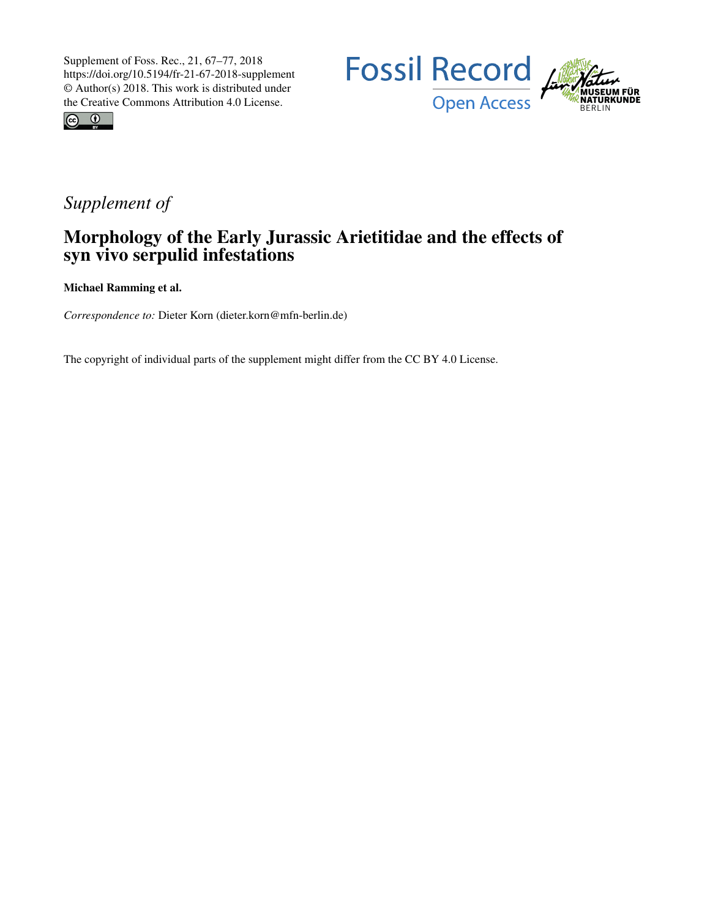Supplement of Foss. Rec., 21, 67–77, 2018
https://doi.org/10.5194/fr-21-67-2018-supplement
© Author(s) 2018. This work is distributed under
the Creative Commons Attribution 4.0 License.

*Supplement of*

# Morphology of the Early Jurassic Arietitidae and the effects of syn vivo serpulid infestations

**Michael Ramming et al.**

*Correspondence to:* Dieter Korn (dieter.korn@mfn-berlin.de)

The copyright of individual parts of the supplement might differ from the CC BY 4.0 License.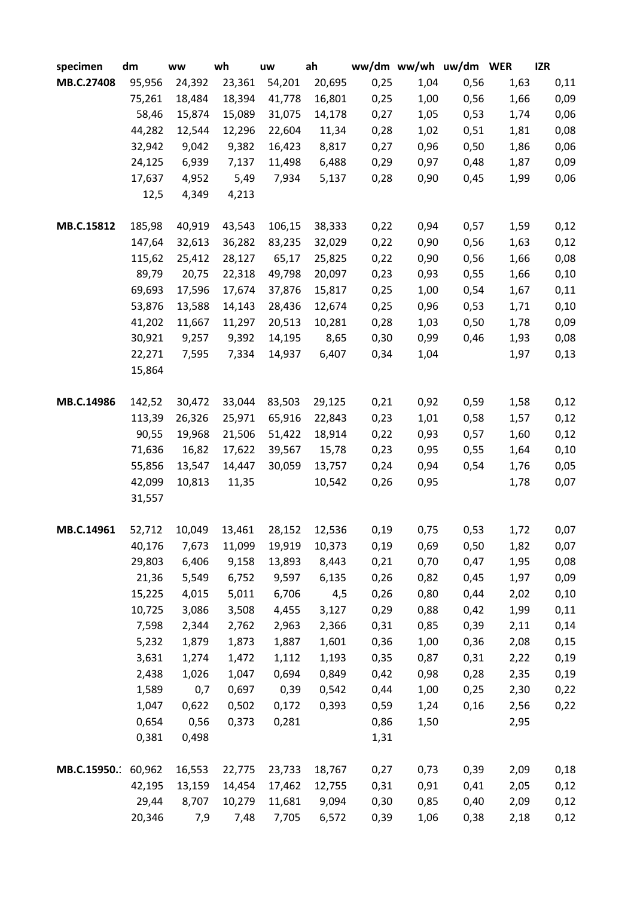| specimen | dm | ww | wh | uw | ah | ww/dm | ww/wh | uw/dm | WER | IZR |
|---|---|---|---|---|---|---|---|---|---|---|
| MB.C.27408 | 95,956 | 24,392 | 23,361 | 54,201 | 20,695 | 0,25 | 1,04 | 0,56 | 1,63 | 0,11 |
| | 75,261 | 18,484 | 18,394 | 41,778 | 16,801 | 0,25 | 1,00 | 0,56 | 1,66 | 0,09 |
| | 58,46 | 15,874 | 15,089 | 31,075 | 14,178 | 0,27 | 1,05 | 0,53 | 1,74 | 0,06 |
| | 44,282 | 12,544 | 12,296 | 22,604 | 11,34 | 0,28 | 1,02 | 0,51 | 1,81 | 0,08 |
| | 32,942 | 9,042 | 9,382 | 16,423 | 8,817 | 0,27 | 0,96 | 0,50 | 1,86 | 0,06 |
| | 24,125 | 6,939 | 7,137 | 11,498 | 6,488 | 0,29 | 0,97 | 0,48 | 1,87 | 0,09 |
| | 17,637 | 4,952 | 5,49 | 7,934 | 5,137 | 0,28 | 0,90 | 0,45 | 1,99 | 0,06 |
| | 12,5 | 4,349 | 4,213 | | | | | | | |
| | | | | | | | | | | |
| MB.C.15812 | 185,98 | 40,919 | 43,543 | 106,15 | 38,333 | 0,22 | 0,94 | 0,57 | 1,59 | 0,12 |
| | 147,64 | 32,613 | 36,282 | 83,235 | 32,029 | 0,22 | 0,90 | 0,56 | 1,63 | 0,12 |
| | 115,62 | 25,412 | 28,127 | 65,17 | 25,825 | 0,22 | 0,90 | 0,56 | 1,66 | 0,08 |
| | 89,79 | 20,75 | 22,318 | 49,798 | 20,097 | 0,23 | 0,93 | 0,55 | 1,66 | 0,10 |
| | 69,693 | 17,596 | 17,674 | 37,876 | 15,817 | 0,25 | 1,00 | 0,54 | 1,67 | 0,11 |
| | 53,876 | 13,588 | 14,143 | 28,436 | 12,674 | 0,25 | 0,96 | 0,53 | 1,71 | 0,10 |
| | 41,202 | 11,667 | 11,297 | 20,513 | 10,281 | 0,28 | 1,03 | 0,50 | 1,78 | 0,09 |
| | 30,921 | 9,257 | 9,392 | 14,195 | 8,65 | 0,30 | 0,99 | 0,46 | 1,93 | 0,08 |
| | 22,271 | 7,595 | 7,334 | 14,937 | 6,407 | 0,34 | 1,04 | | 1,97 | 0,13 |
| | 15,864 | | | | | | | | | |
| | | | | | | | | | | |
| MB.C.14986 | 142,52 | 30,472 | 33,044 | 83,503 | 29,125 | 0,21 | 0,92 | 0,59 | 1,58 | 0,12 |
| | 113,39 | 26,326 | 25,971 | 65,916 | 22,843 | 0,23 | 1,01 | 0,58 | 1,57 | 0,12 |
| | 90,55 | 19,968 | 21,506 | 51,422 | 18,914 | 0,22 | 0,93 | 0,57 | 1,60 | 0,12 |
| | 71,636 | 16,82 | 17,622 | 39,567 | 15,78 | 0,23 | 0,95 | 0,55 | 1,64 | 0,10 |
| | 55,856 | 13,547 | 14,447 | 30,059 | 13,757 | 0,24 | 0,94 | 0,54 | 1,76 | 0,05 |
| | 42,099 | 10,813 | 11,35 | | 10,542 | 0,26 | 0,95 | | 1,78 | 0,07 |
| | 31,557 | | | | | | | | | |
| | | | | | | | | | | |
| MB.C.14961 | 52,712 | 10,049 | 13,461 | 28,152 | 12,536 | 0,19 | 0,75 | 0,53 | 1,72 | 0,07 |
| | 40,176 | 7,673 | 11,099 | 19,919 | 10,373 | 0,19 | 0,69 | 0,50 | 1,82 | 0,07 |
| | 29,803 | 6,406 | 9,158 | 13,893 | 8,443 | 0,21 | 0,70 | 0,47 | 1,95 | 0,08 |
| | 21,36 | 5,549 | 6,752 | 9,597 | 6,135 | 0,26 | 0,82 | 0,45 | 1,97 | 0,09 |
| | 15,225 | 4,015 | 5,011 | 6,706 | 4,5 | 0,26 | 0,80 | 0,44 | 2,02 | 0,10 |
| | 10,725 | 3,086 | 3,508 | 4,455 | 3,127 | 0,29 | 0,88 | 0,42 | 1,99 | 0,11 |
| | 7,598 | 2,344 | 2,762 | 2,963 | 2,366 | 0,31 | 0,85 | 0,39 | 2,11 | 0,14 |
| | 5,232 | 1,879 | 1,873 | 1,887 | 1,601 | 0,36 | 1,00 | 0,36 | 2,08 | 0,15 |
| | 3,631 | 1,274 | 1,472 | 1,112 | 1,193 | 0,35 | 0,87 | 0,31 | 2,22 | 0,19 |
| | 2,438 | 1,026 | 1,047 | 0,694 | 0,849 | 0,42 | 0,98 | 0,28 | 2,35 | 0,19 |
| | 1,589 | 0,7 | 0,697 | 0,39 | 0,542 | 0,44 | 1,00 | 0,25 | 2,30 | 0,22 |
| | 1,047 | 0,622 | 0,502 | 0,172 | 0,393 | 0,59 | 1,24 | 0,16 | 2,56 | 0,22 |
| | 0,654 | 0,56 | 0,373 | 0,281 | | 0,86 | 1,50 | | 2,95 | |
| | 0,381 | 0,498 | | | | 1,31 | | | | |
| | | | | | | | | | | |
| MB.C.15950.: | 60,962 | 16,553 | 22,775 | 23,733 | 18,767 | 0,27 | 0,73 | 0,39 | 2,09 | 0,18 |
| | 42,195 | 13,159 | 14,454 | 17,462 | 12,755 | 0,31 | 0,91 | 0,41 | 2,05 | 0,12 |
| | 29,44 | 8,707 | 10,279 | 11,681 | 9,094 | 0,30 | 0,85 | 0,40 | 2,09 | 0,12 |
| | 20,346 | 7,9 | 7,48 | 7,705 | 6,572 | 0,39 | 1,06 | 0,38 | 2,18 | 0,12 |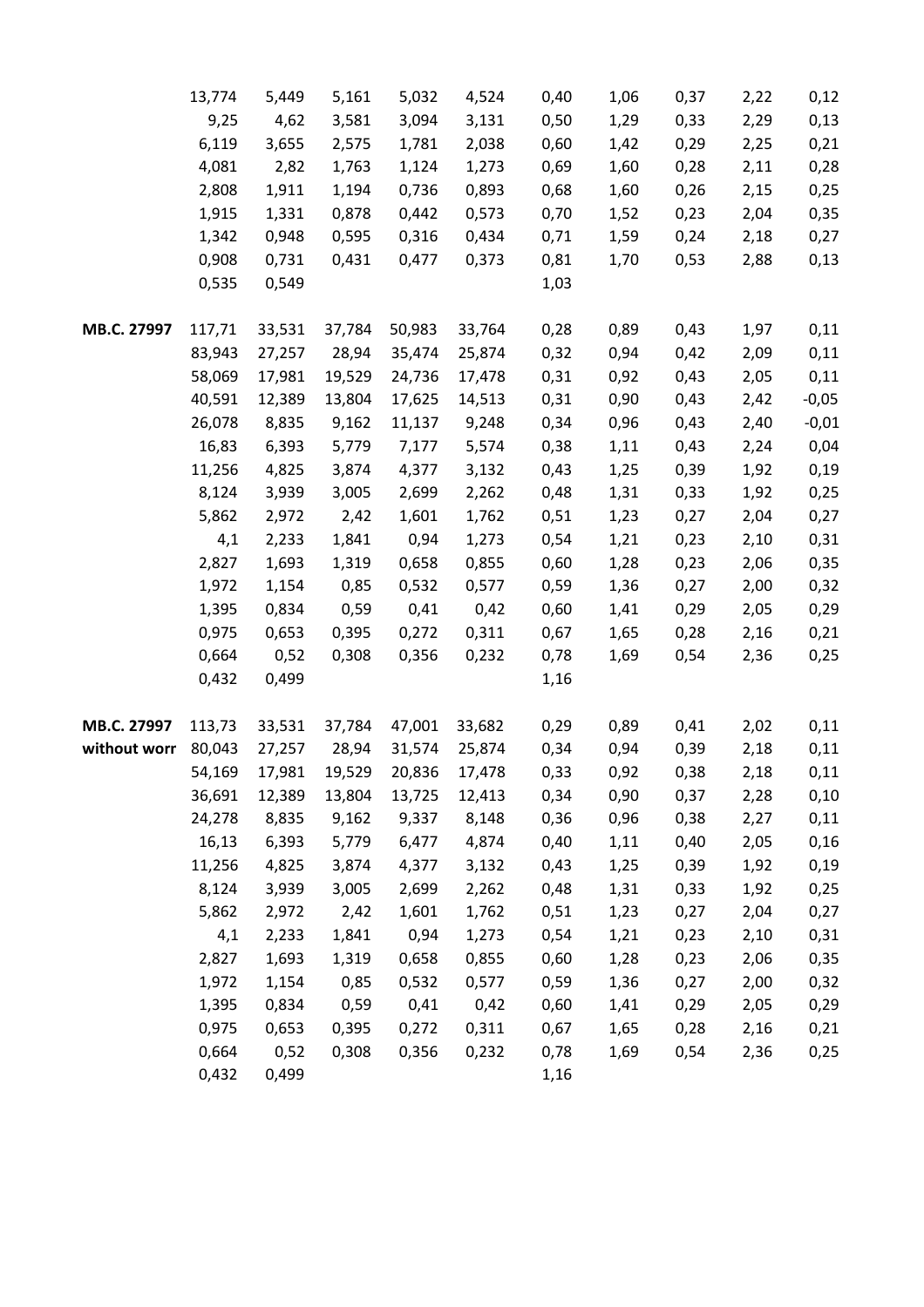|  |  |  |  |  |  |  |  |  |  |  |
|---|---|---|---|---|---|---|---|---|---|---|
|  | 13,774 | 5,449 | 5,161 | 5,032 | 4,524 | 0,40 | 1,06 | 0,37 | 2,22 | 0,12 |
|  | 9,25 | 4,62 | 3,581 | 3,094 | 3,131 | 0,50 | 1,29 | 0,33 | 2,29 | 0,13 |
|  | 6,119 | 3,655 | 2,575 | 1,781 | 2,038 | 0,60 | 1,42 | 0,29 | 2,25 | 0,21 |
|  | 4,081 | 2,82 | 1,763 | 1,124 | 1,273 | 0,69 | 1,60 | 0,28 | 2,11 | 0,28 |
|  | 2,808 | 1,911 | 1,194 | 0,736 | 0,893 | 0,68 | 1,60 | 0,26 | 2,15 | 0,25 |
|  | 1,915 | 1,331 | 0,878 | 0,442 | 0,573 | 0,70 | 1,52 | 0,23 | 2,04 | 0,35 |
|  | 1,342 | 0,948 | 0,595 | 0,316 | 0,434 | 0,71 | 1,59 | 0,24 | 2,18 | 0,27 |
|  | 0,908 | 0,731 | 0,431 | 0,477 | 0,373 | 0,81 | 1,70 | 0,53 | 2,88 | 0,13 |
|  | 0,535 | 0,549 |  |  |  | 1,03 |  |  |  |  |
|  |  |  |  |  |  |  |  |  |  |  |
| **MB.C. 27997** | 117,71 | 33,531 | 37,784 | 50,983 | 33,764 | 0,28 | 0,89 | 0,43 | 1,97 | 0,11 |
|  | 83,943 | 27,257 | 28,94 | 35,474 | 25,874 | 0,32 | 0,94 | 0,42 | 2,09 | 0,11 |
|  | 58,069 | 17,981 | 19,529 | 24,736 | 17,478 | 0,31 | 0,92 | 0,43 | 2,05 | 0,11 |
|  | 40,591 | 12,389 | 13,804 | 17,625 | 14,513 | 0,31 | 0,90 | 0,43 | 2,42 | -0,05 |
|  | 26,078 | 8,835 | 9,162 | 11,137 | 9,248 | 0,34 | 0,96 | 0,43 | 2,40 | -0,01 |
|  | 16,83 | 6,393 | 5,779 | 7,177 | 5,574 | 0,38 | 1,11 | 0,43 | 2,24 | 0,04 |
|  | 11,256 | 4,825 | 3,874 | 4,377 | 3,132 | 0,43 | 1,25 | 0,39 | 1,92 | 0,19 |
|  | 8,124 | 3,939 | 3,005 | 2,699 | 2,262 | 0,48 | 1,31 | 0,33 | 1,92 | 0,25 |
|  | 5,862 | 2,972 | 2,42 | 1,601 | 1,762 | 0,51 | 1,23 | 0,27 | 2,04 | 0,27 |
|  | 4,1 | 2,233 | 1,841 | 0,94 | 1,273 | 0,54 | 1,21 | 0,23 | 2,10 | 0,31 |
|  | 2,827 | 1,693 | 1,319 | 0,658 | 0,855 | 0,60 | 1,28 | 0,23 | 2,06 | 0,35 |
|  | 1,972 | 1,154 | 0,85 | 0,532 | 0,577 | 0,59 | 1,36 | 0,27 | 2,00 | 0,32 |
|  | 1,395 | 0,834 | 0,59 | 0,41 | 0,42 | 0,60 | 1,41 | 0,29 | 2,05 | 0,29 |
|  | 0,975 | 0,653 | 0,395 | 0,272 | 0,311 | 0,67 | 1,65 | 0,28 | 2,16 | 0,21 |
|  | 0,664 | 0,52 | 0,308 | 0,356 | 0,232 | 0,78 | 1,69 | 0,54 | 2,36 | 0,25 |
|  | 0,432 | 0,499 |  |  |  | 1,16 |  |  |  |  |
|  |  |  |  |  |  |  |  |  |  |  |
| **MB.C. 27997** | 113,73 | 33,531 | 37,784 | 47,001 | 33,682 | 0,29 | 0,89 | 0,41 | 2,02 | 0,11 |
| **without worr** | 80,043 | 27,257 | 28,94 | 31,574 | 25,874 | 0,34 | 0,94 | 0,39 | 2,18 | 0,11 |
|  | 54,169 | 17,981 | 19,529 | 20,836 | 17,478 | 0,33 | 0,92 | 0,38 | 2,18 | 0,11 |
|  | 36,691 | 12,389 | 13,804 | 13,725 | 12,413 | 0,34 | 0,90 | 0,37 | 2,28 | 0,10 |
|  | 24,278 | 8,835 | 9,162 | 9,337 | 8,148 | 0,36 | 0,96 | 0,38 | 2,27 | 0,11 |
|  | 16,13 | 6,393 | 5,779 | 6,477 | 4,874 | 0,40 | 1,11 | 0,40 | 2,05 | 0,16 |
|  | 11,256 | 4,825 | 3,874 | 4,377 | 3,132 | 0,43 | 1,25 | 0,39 | 1,92 | 0,19 |
|  | 8,124 | 3,939 | 3,005 | 2,699 | 2,262 | 0,48 | 1,31 | 0,33 | 1,92 | 0,25 |
|  | 5,862 | 2,972 | 2,42 | 1,601 | 1,762 | 0,51 | 1,23 | 0,27 | 2,04 | 0,27 |
|  | 4,1 | 2,233 | 1,841 | 0,94 | 1,273 | 0,54 | 1,21 | 0,23 | 2,10 | 0,31 |
|  | 2,827 | 1,693 | 1,319 | 0,658 | 0,855 | 0,60 | 1,28 | 0,23 | 2,06 | 0,35 |
|  | 1,972 | 1,154 | 0,85 | 0,532 | 0,577 | 0,59 | 1,36 | 0,27 | 2,00 | 0,32 |
|  | 1,395 | 0,834 | 0,59 | 0,41 | 0,42 | 0,60 | 1,41 | 0,29 | 2,05 | 0,29 |
|  | 0,975 | 0,653 | 0,395 | 0,272 | 0,311 | 0,67 | 1,65 | 0,28 | 2,16 | 0,21 |
|  | 0,664 | 0,52 | 0,308 | 0,356 | 0,232 | 0,78 | 1,69 | 0,54 | 2,36 | 0,25 |
|  | 0,432 | 0,499 |  |  |  | 1,16 |  |  |  |  |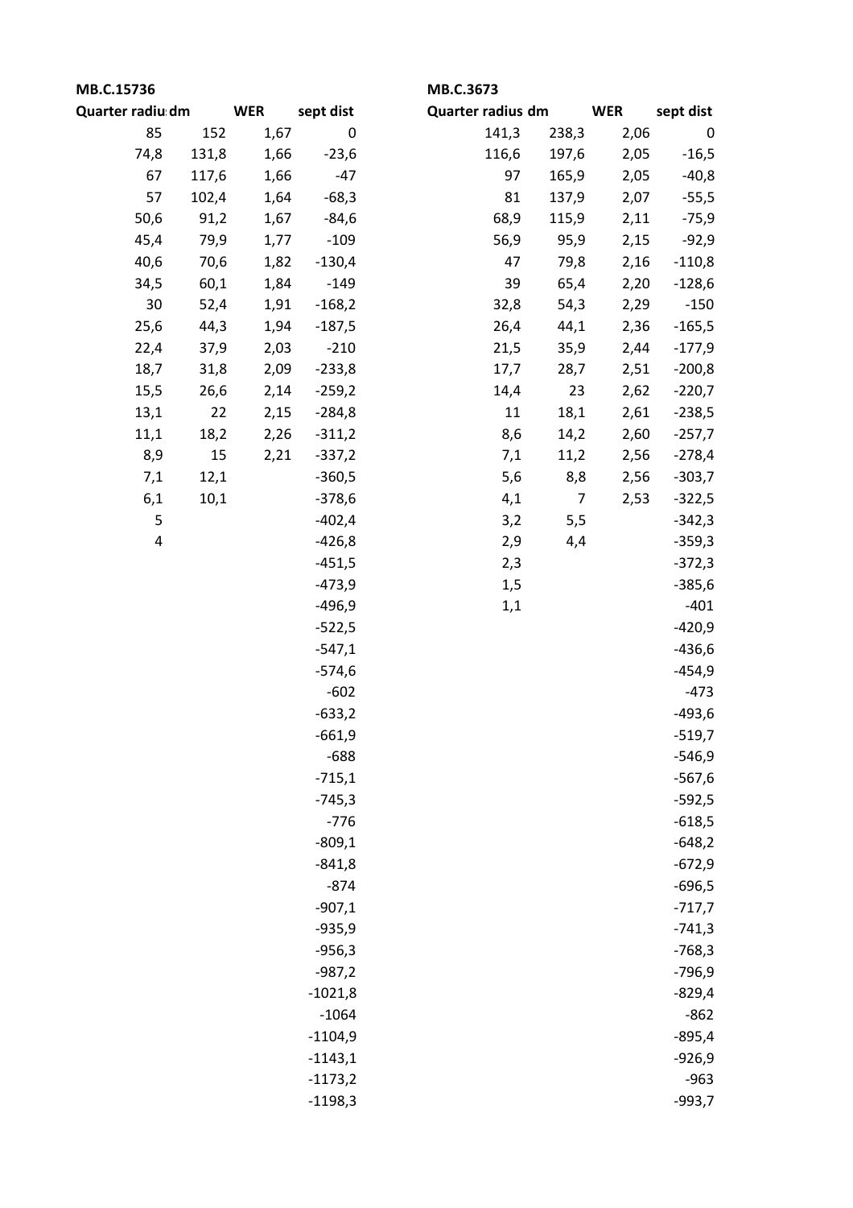**MB.C.15736**

| Quarter radius | dm | WER | sept dist |
|---|---|---|---|
| 85 | 152 | 1,67 | 0 |
| 74,8 | 131,8 | 1,66 | -23,6 |
| 67 | 117,6 | 1,66 | -47 |
| 57 | 102,4 | 1,64 | -68,3 |
| 50,6 | 91,2 | 1,67 | -84,6 |
| 45,4 | 79,9 | 1,77 | -109 |
| 40,6 | 70,6 | 1,82 | -130,4 |
| 34,5 | 60,1 | 1,84 | -149 |
| 30 | 52,4 | 1,91 | -168,2 |
| 25,6 | 44,3 | 1,94 | -187,5 |
| 22,4 | 37,9 | 2,03 | -210 |
| 18,7 | 31,8 | 2,09 | -233,8 |
| 15,5 | 26,6 | 2,14 | -259,2 |
| 13,1 | 22 | 2,15 | -284,8 |
| 11,1 | 18,2 | 2,26 | -311,2 |
| 8,9 | 15 | 2,21 | -337,2 |
| 7,1 | 12,1 | | -360,5 |
| 6,1 | 10,1 | | -378,6 |
| 5 | | | -402,4 |
| 4 | | | -426,8 |
| | | | -451,5 |
| | | | -473,9 |
| | | | -496,9 |
| | | | -522,5 |
| | | | -547,1 |
| | | | -574,6 |
| | | | -602 |
| | | | -633,2 |
| | | | -661,9 |
| | | | -688 |
| | | | -715,1 |
| | | | -745,3 |
| | | | -776 |
| | | | -809,1 |
| | | | -841,8 |
| | | | -874 |
| | | | -907,1 |
| | | | -935,9 |
| | | | -956,3 |
| | | | -987,2 |
| | | | -1021,8 |
| | | | -1064 |
| | | | -1104,9 |
| | | | -1143,1 |
| | | | -1173,2 |
| | | | -1198,3 |

**MB.C.3673**

| Quarter radius | dm | WER | sept dist |
|---|---|---|---|
| 141,3 | 238,3 | 2,06 | 0 |
| 116,6 | 197,6 | 2,05 | -16,5 |
| 97 | 165,9 | 2,05 | -40,8 |
| 81 | 137,9 | 2,07 | -55,5 |
| 68,9 | 115,9 | 2,11 | -75,9 |
| 56,9 | 95,9 | 2,15 | -92,9 |
| 47 | 79,8 | 2,16 | -110,8 |
| 39 | 65,4 | 2,20 | -128,6 |
| 32,8 | 54,3 | 2,29 | -150 |
| 26,4 | 44,1 | 2,36 | -165,5 |
| 21,5 | 35,9 | 2,44 | -177,9 |
| 17,7 | 28,7 | 2,51 | -200,8 |
| 14,4 | 23 | 2,62 | -220,7 |
| 11 | 18,1 | 2,61 | -238,5 |
| 8,6 | 14,2 | 2,60 | -257,7 |
| 7,1 | 11,2 | 2,56 | -278,4 |
| 5,6 | 8,8 | 2,56 | -303,7 |
| 4,1 | 7 | 2,53 | -322,5 |
| 3,2 | 5,5 | | -342,3 |
| 2,9 | 4,4 | | -359,3 |
| 2,3 | | | -372,3 |
| 1,5 | | | -385,6 |
| 1,1 | | | -401 |
| | | | -420,9 |
| | | | -436,6 |
| | | | -454,9 |
| | | | -473 |
| | | | -493,6 |
| | | | -519,7 |
| | | | -546,9 |
| | | | -567,6 |
| | | | -592,5 |
| | | | -618,5 |
| | | | -648,2 |
| | | | -672,9 |
| | | | -696,5 |
| | | | -717,7 |
| | | | -741,3 |
| | | | -768,3 |
| | | | -796,9 |
| | | | -829,4 |
| | | | -862 |
| | | | -895,4 |
| | | | -926,9 |
| | | | -963 |
| | | | -993,7 |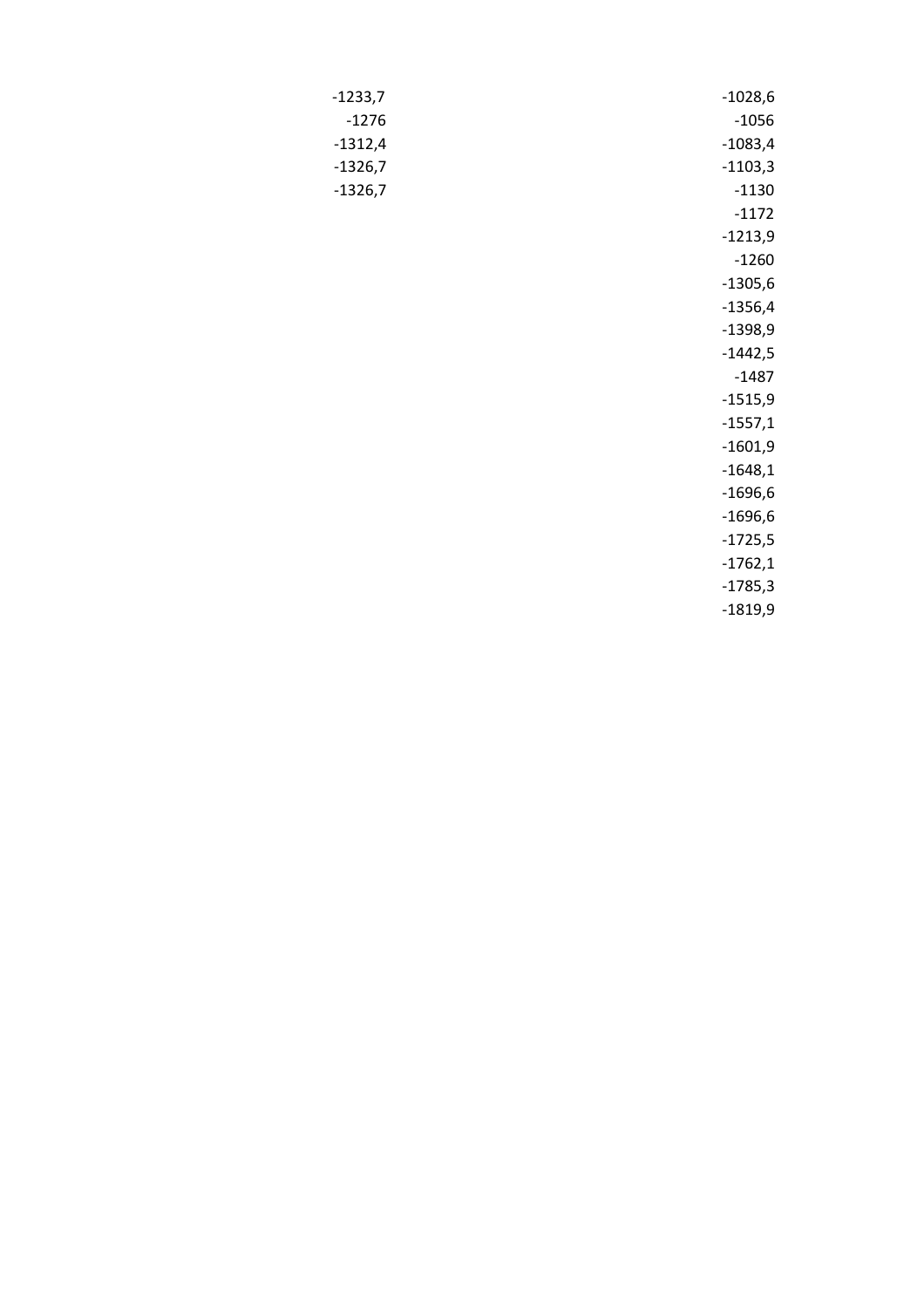| | |
|---|---|
| -1233,7 | -1028,6 |
| -1276 | -1056 |
| -1312,4 | -1083,4 |
| -1326,7 | -1103,3 |
| -1326,7 | -1130 |
| | -1172 |
| | -1213,9 |
| | -1260 |
| | -1305,6 |
| | -1356,4 |
| | -1398,9 |
| | -1442,5 |
| | -1487 |
| | -1515,9 |
| | -1557,1 |
| | -1601,9 |
| | -1648,1 |
| | -1696,6 |
| | -1696,6 |
| | -1725,5 |
| | -1762,1 |
| | -1785,3 |
| | -1819,9 |